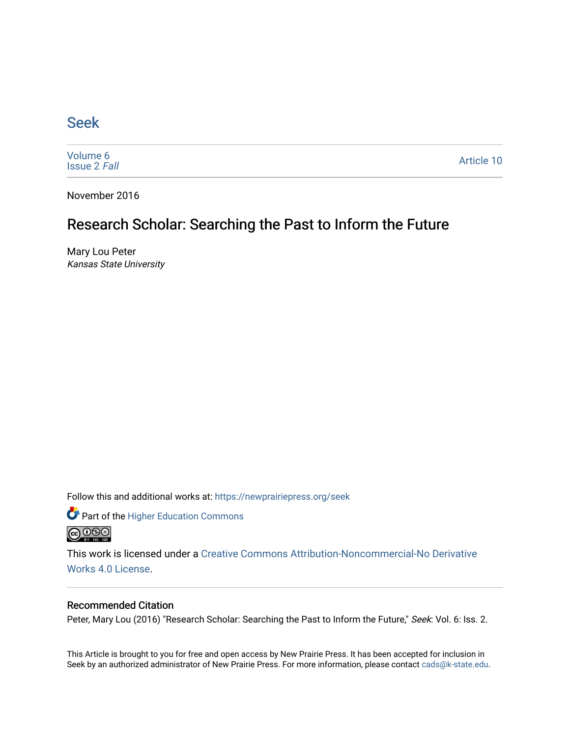# Seek

Volume 6
Issue 2 *Fall*

Article 10

November 2016

## Research Scholar: Searching the Past to Inform the Future

Mary Lou Peter
*Kansas State University*

Follow this and additional works at: https://newprairiepress.org/seek

Part of the Higher Education Commons

This work is licensed under a Creative Commons Attribution-Noncommercial-No Derivative Works 4.0 License.

### Recommended Citation

Peter, Mary Lou (2016) "Research Scholar: Searching the Past to Inform the Future," *Seek*: Vol. 6: Iss. 2.

This Article is brought to you for free and open access by New Prairie Press. It has been accepted for inclusion in Seek by an authorized administrator of New Prairie Press. For more information, please contact cads@k-state.edu.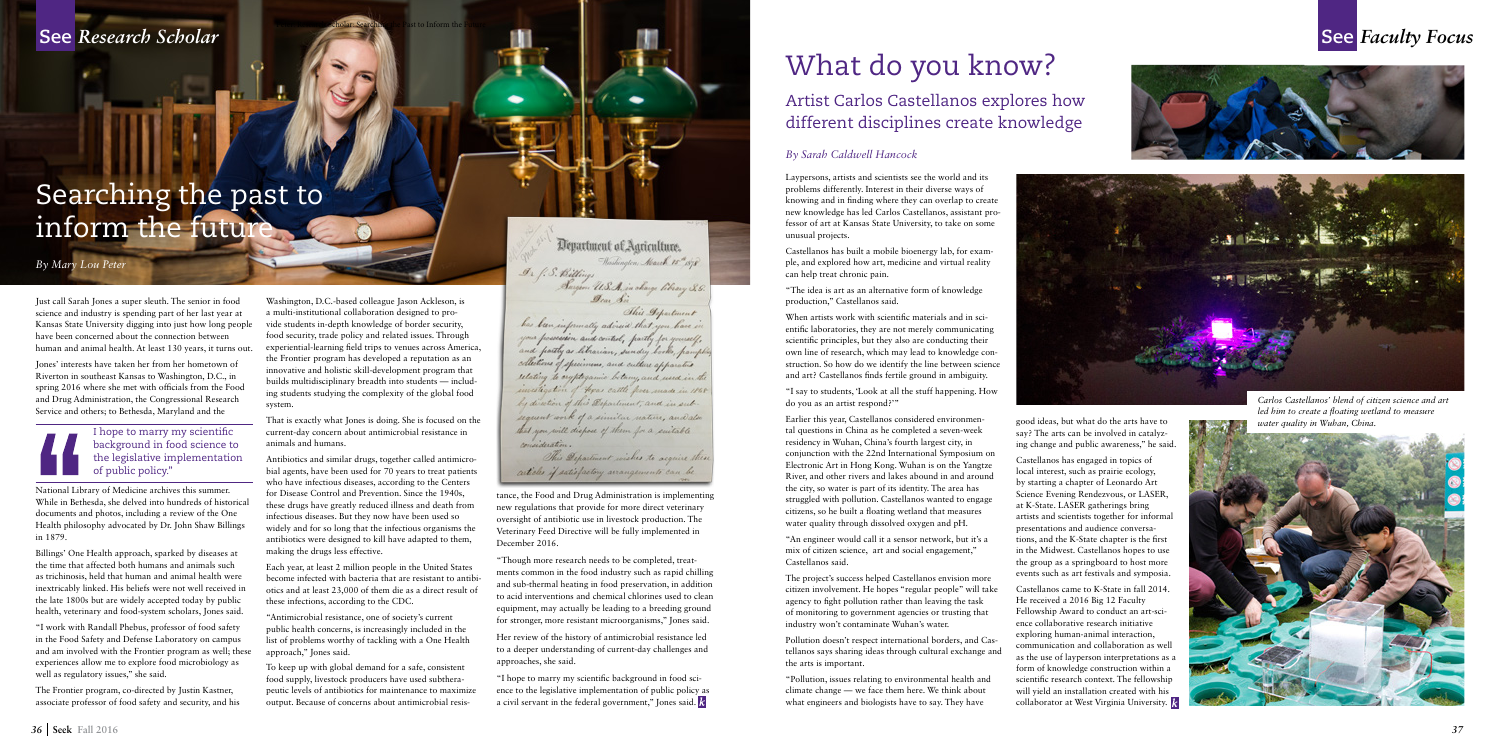# Searching the past to inform the future

*By Mary Lou Peter*

Just call Sarah Jones a super sleuth. The senior in food science and industry is spending part of her last year at Kansas State University digging into just how long people have been concerned about the connection between human and animal health. At least 130 years, it turns out.

Jones' interests have taken her from her hometown of Riverton in southeast Kansas to Washington, D.C., in spring 2016 where she met with officials from the Food and Drug Administration, the Congressional Research Service and others; to Bethesda, Maryland and the National Library of Medicine archives this summer. While in Bethesda, she delved into hundreds of historical documents and photos, including a review of the One Health philosophy advocated by Dr. John Shaw Billings in 1879.

> I hope to marry my scientific background in food science to the legislative implementation of public policy."

Billings' One Health approach, sparked by diseases at the time that affected both humans and animals such as trichinosis, held that human and animal health were inextricably linked. His beliefs were not well received in the late 1800s but are widely accepted today by public health, veterinary and food-system scholars, Jones said.

"I work with Randall Phebus, professor of food safety in the Food Safety and Defense Laboratory on campus and am involved with the Frontier program as well; these experiences allow me to explore food microbiology as well as regulatory issues," she said.

The Frontier program, co-directed by Justin Kastner, associate professor of food safety and security, and his Washington, D.C.-based colleague Jason Ackleson, is a multi-institutional collaboration designed to provide students in-depth knowledge of border security, food security, trade policy and related issues. Through experiential-learning field trips to venues across America, the Frontier program has developed a reputation as an innovative and holistic skill-development program that builds multidisciplinary breadth into students — including students studying the complexity of the global food system.

That is exactly what Jones is doing. She is focused on the current-day concern about antimicrobial resistance in animals and humans.

Antibiotics and similar drugs, together called antimicrobial agents, have been used for 70 years to treat patients who have infectious diseases, according to the Centers for Disease Control and Prevention. Since the 1940s, these drugs have greatly reduced illness and death from infectious diseases. But they now have been used so widely and for so long that the infectious organisms the antibiotics were designed to kill have adapted to them, making the drugs less effective.

Each year, at least 2 million people in the United States become infected with bacteria that are resistant to antibiotics and at least 23,000 of them die as a direct result of these infections, according to the CDC.

"Antimicrobial resistance, one of society's current public health concerns, is increasingly included in the list of problems worthy of tackling with a One Health approach," Jones said.

To keep up with global demand for a safe, consistent food supply, livestock producers have used subtherapeutic levels of antibiotics for maintenance to maximize output. Because of concerns about antimicrobial resistance, the Food and Drug Administration is implementing new regulations that provide for more direct veterinary oversight of antibiotic use in livestock production. The Veterinary Feed Directive will be fully implemented in December 2016.

"Though more research needs to be completed, treatments common in the food industry such as rapid chilling and sub-thermal heating in food preservation, in addition to acid interventions and chemical chlorines used to clean equipment, may actually be leading to a breeding ground for stronger, more resistant microorganisms," Jones said.

Her review of the history of antimicrobial resistance led to a deeper understanding of current-day challenges and approaches, she said.

"I hope to marry my scientific background in food science to the legislative implementation of public policy as a civil servant in the federal government," Jones said.

# What do you know?

## Artist Carlos Castellanos explores how different disciplines create knowledge

*By Sarah Caldwell Hancock*

Laypersons, artists and scientists see the world and its problems differently. Interest in their diverse ways of knowing and in finding where they can overlap to create new knowledge has led Carlos Castellanos, assistant professor of art at Kansas State University, to take on some unusual projects.

Castellanos has built a mobile bioenergy lab, for example, and explored how art, medicine and virtual reality can help treat chronic pain.

"The idea is art as an alternative form of knowledge production," Castellanos said.

When artists work with scientific materials and in scientific laboratories, they are not merely communicating scientific principles, but they also are conducting their own line of research, which may lead to knowledge construction. So how do we identify the line between science and art? Castellanos finds fertile ground in ambiguity.

"I say to students, 'Look at all the stuff happening. How do you as an artist respond?'"

Earlier this year, Castellanos considered environmental questions in China as he completed a seven-week residency in Wuhan, China's fourth largest city, in conjunction with the 22nd International Symposium on Electronic Art in Hong Kong. Wuhan is on the Yangtze River, and other rivers and lakes abound in and around the city, so water is part of its identity. The area has struggled with pollution. Castellanos wanted to engage citizens, so he built a floating wetland that measures water quality through dissolved oxygen and pH.

"An engineer would call it a sensor network, but it's a mix of citizen science, art and social engagement," Castellanos said.

The project's success helped Castellanos envision more citizen involvement. He hopes "regular people" will take agency to fight pollution rather than leaving the task of monitoring to government agencies or trusting that industry won't contaminate Wuhan's water.

Pollution doesn't respect international borders, and Castellanos says sharing ideas through cultural exchange and the arts is important.

"Pollution, issues relating to environmental health and climate change — we face them here. We think about what engineers and biologists have to say. They have good ideas, but what do the arts have to say? The arts can be involved in catalyzing change and public awareness," he said.

Castellanos has engaged in topics of local interest, such as prairie ecology, by starting a chapter of Leonardo Art Science Evening Rendezvous, or LASER, at K-State. LASER gatherings bring artists and scientists together for informal presentations and audience conversations, and the K-State chapter is the first in the Midwest. Castellanos hopes to use the group as a springboard to host more events such as art festivals and symposia.

Castellanos came to K-State in fall 2014. He received a 2016 Big 12 Faculty Fellowship Award to conduct an art-science collaborative research initiative exploring human-animal interaction, communication and collaboration as well as the use of layperson interpretations as a form of knowledge construction within a scientific research context. The fellowship will yield an installation created with his collaborator at West Virginia University.

*Carlos Castellanos' blend of citizen science and art led him to create a floating wetland to measure water quality in Wuhan, China.*